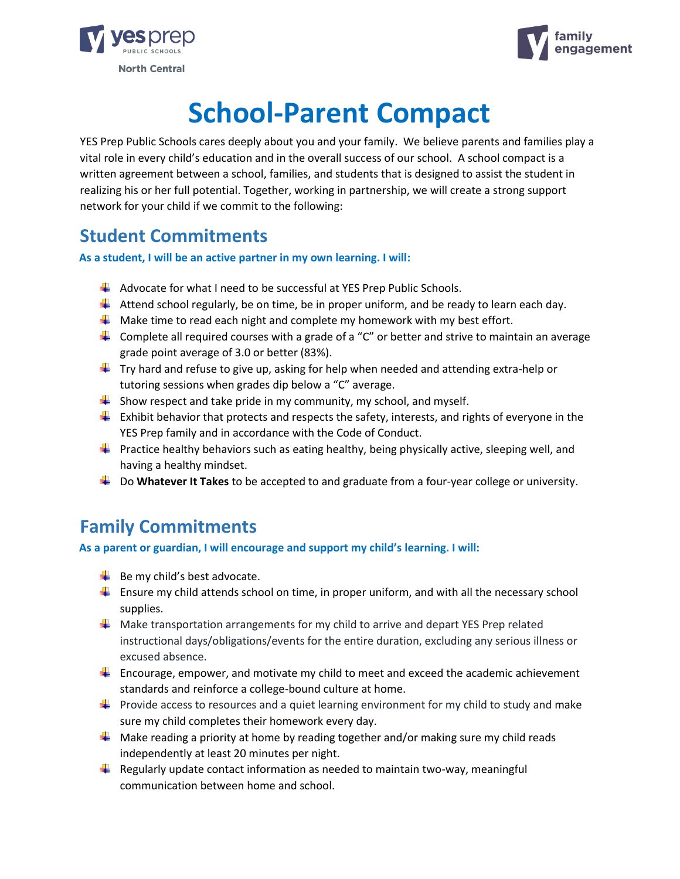yes prep PUBLIC SCHOOLS North Central

family engagement

# School-Parent Compact

YES Prep Public Schools cares deeply about you and your family. We believe parents and families play a vital role in every child's education and in the overall success of our school. A school compact is a written agreement between a school, families, and students that is designed to assist the student in realizing his or her full potential. Together, working in partnership, we will create a strong support network for your child if we commit to the following:

## Student Commitments

**As a student, I will be an active partner in my own learning. I will:**

- Advocate for what I need to be successful at YES Prep Public Schools.
- Attend school regularly, be on time, be in proper uniform, and be ready to learn each day.
- Make time to read each night and complete my homework with my best effort.
- Complete all required courses with a grade of a "C" or better and strive to maintain an average grade point average of 3.0 or better (83%).
- Try hard and refuse to give up, asking for help when needed and attending extra-help or tutoring sessions when grades dip below a "C" average.
- Show respect and take pride in my community, my school, and myself.
- Exhibit behavior that protects and respects the safety, interests, and rights of everyone in the YES Prep family and in accordance with the Code of Conduct.
- Practice healthy behaviors such as eating healthy, being physically active, sleeping well, and having a healthy mindset.
- Do **Whatever It Takes** to be accepted to and graduate from a four-year college or university.

## Family Commitments

**As a parent or guardian, I will encourage and support my child's learning. I will:**

- Be my child's best advocate.
- Ensure my child attends school on time, in proper uniform, and with all the necessary school supplies.
- Make transportation arrangements for my child to arrive and depart YES Prep related instructional days/obligations/events for the entire duration, excluding any serious illness or excused absence.
- Encourage, empower, and motivate my child to meet and exceed the academic achievement standards and reinforce a college-bound culture at home.
- Provide access to resources and a quiet learning environment for my child to study and make sure my child completes their homework every day.
- Make reading a priority at home by reading together and/or making sure my child reads independently at least 20 minutes per night.
- Regularly update contact information as needed to maintain two-way, meaningful communication between home and school.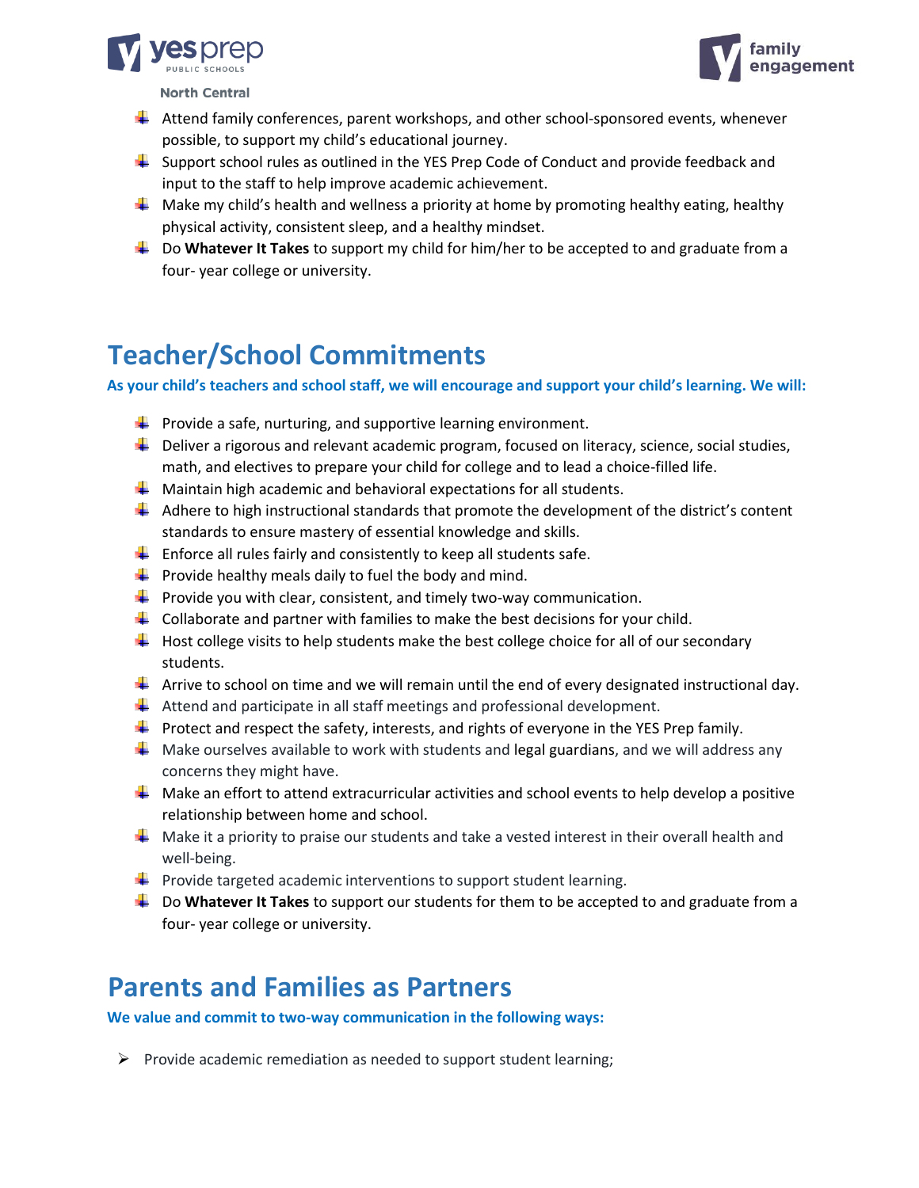- Attend family conferences, parent workshops, and other school-sponsored events, whenever possible, to support my child's educational journey.
- Support school rules as outlined in the YES Prep Code of Conduct and provide feedback and input to the staff to help improve academic achievement.
- Make my child's health and wellness a priority at home by promoting healthy eating, healthy physical activity, consistent sleep, and a healthy mindset.
- Do **Whatever It Takes** to support my child for him/her to be accepted to and graduate from a four- year college or university.

## Teacher/School Commitments

**As your child's teachers and school staff, we will encourage and support your child's learning. We will:**

- Provide a safe, nurturing, and supportive learning environment.
- Deliver a rigorous and relevant academic program, focused on literacy, science, social studies, math, and electives to prepare your child for college and to lead a choice-filled life.
- Maintain high academic and behavioral expectations for all students.
- Adhere to high instructional standards that promote the development of the district's content standards to ensure mastery of essential knowledge and skills.
- Enforce all rules fairly and consistently to keep all students safe.
- Provide healthy meals daily to fuel the body and mind.
- Provide you with clear, consistent, and timely two-way communication.
- Collaborate and partner with families to make the best decisions for your child.
- Host college visits to help students make the best college choice for all of our secondary students.
- Arrive to school on time and we will remain until the end of every designated instructional day.
- Attend and participate in all staff meetings and professional development.
- Protect and respect the safety, interests, and rights of everyone in the YES Prep family.
- Make ourselves available to work with students and legal guardians, and we will address any concerns they might have.
- Make an effort to attend extracurricular activities and school events to help develop a positive relationship between home and school.
- Make it a priority to praise our students and take a vested interest in their overall health and well-being.
- Provide targeted academic interventions to support student learning.
- Do **Whatever It Takes** to support our students for them to be accepted to and graduate from a four- year college or university.

## Parents and Families as Partners

**We value and commit to two-way communication in the following ways:**

- Provide academic remediation as needed to support student learning;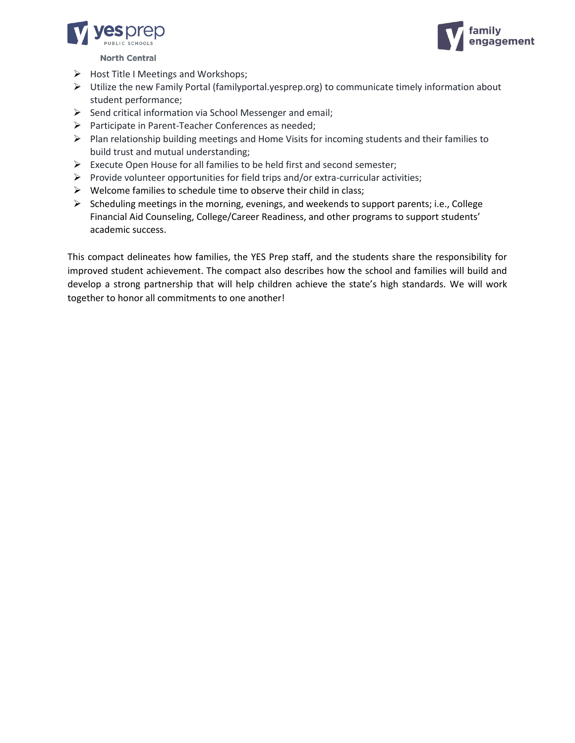- Host Title I Meetings and Workshops;
- Utilize the new Family Portal (familyportal.yesprep.org) to communicate timely information about student performance;
- Send critical information via School Messenger and email;
- Participate in Parent-Teacher Conferences as needed;
- Plan relationship building meetings and Home Visits for incoming students and their families to build trust and mutual understanding;
- Execute Open House for all families to be held first and second semester;
- Provide volunteer opportunities for field trips and/or extra-curricular activities;
- Welcome families to schedule time to observe their child in class;
- Scheduling meetings in the morning, evenings, and weekends to support parents; i.e., College Financial Aid Counseling, College/Career Readiness, and other programs to support students' academic success.

This compact delineates how families, the YES Prep staff, and the students share the responsibility for improved student achievement. The compact also describes how the school and families will build and develop a strong partnership that will help children achieve the state's high standards. We will work together to honor all commitments to one another!